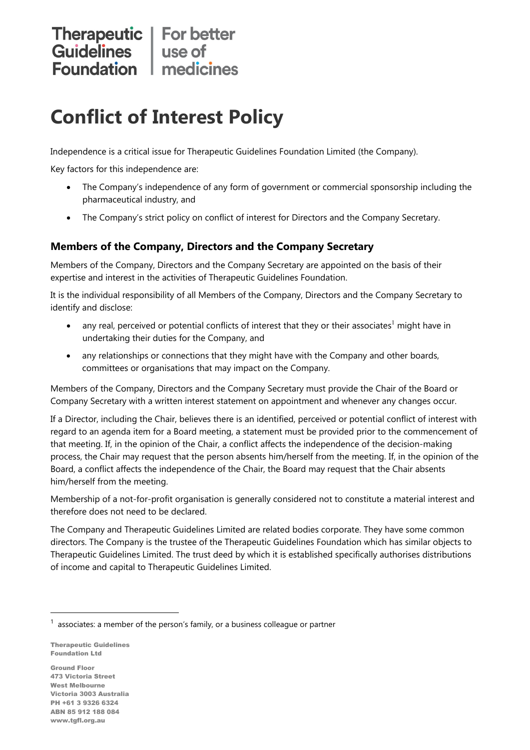# Conflict of Interest Policy

Independence is a critical issue for Therapeutic Guidelines Foundation Limited (the Company).

Key factors for this independence are:

- The Company's independence of any form of government or commercial sponsorship including the pharmaceutical industry, and
- The Company's strict policy on conflict of interest for Directors and the Company Secretary.

### Members of the Company, Directors and the Company Secretary

Members of the Company, Directors and the Company Secretary are appointed on the basis of their expertise and interest in the activities of Therapeutic Guidelines Foundation.

It is the individual responsibility of all Members of the Company, Directors and the Company Secretary to identify and disclose:

- any real, perceived or potential conflicts of interest that they or their associates[1] might have in undertaking their duties for the Company, and
- any relationships or connections that they might have with the Company and other boards, committees or organisations that may impact on the Company.

Members of the Company, Directors and the Company Secretary must provide the Chair of the Board or Company Secretary with a written interest statement on appointment and whenever any changes occur.

If a Director, including the Chair, believes there is an identified, perceived or potential conflict of interest with regard to an agenda item for a Board meeting, a statement must be provided prior to the commencement of that meeting. If, in the opinion of the Chair, a conflict affects the independence of the decision-making process, the Chair may request that the person absents him/herself from the meeting. If, in the opinion of the Board, a conflict affects the independence of the Chair, the Board may request that the Chair absents him/herself from the meeting.

Membership of a not-for-profit organisation is generally considered not to constitute a material interest and therefore does not need to be declared.

The Company and Therapeutic Guidelines Limited are related bodies corporate. They have some common directors. The Company is the trustee of the Therapeutic Guidelines Foundation which has similar objects to Therapeutic Guidelines Limited. The trust deed by which it is established specifically authorises distributions of income and capital to Therapeutic Guidelines Limited.

[1] associates: a member of the person's family, or a business colleague or partner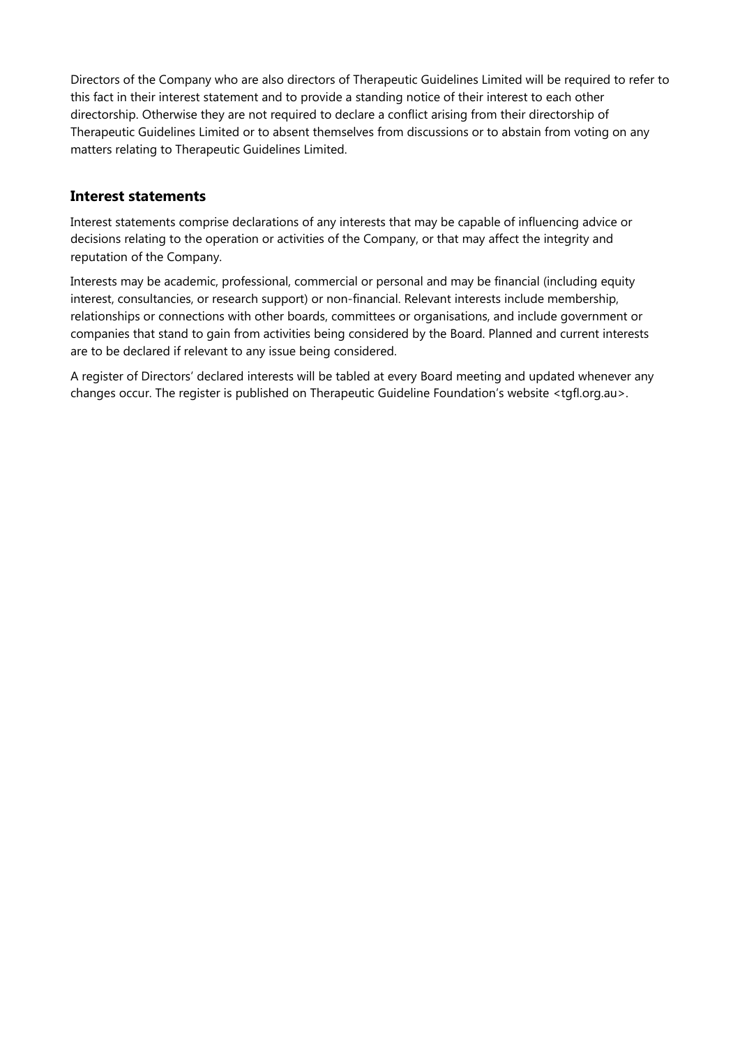Directors of the Company who are also directors of Therapeutic Guidelines Limited will be required to refer to this fact in their interest statement and to provide a standing notice of their interest to each other directorship. Otherwise they are not required to declare a conflict arising from their directorship of Therapeutic Guidelines Limited or to absent themselves from discussions or to abstain from voting on any matters relating to Therapeutic Guidelines Limited.

## Interest statements

Interest statements comprise declarations of any interests that may be capable of influencing advice or decisions relating to the operation or activities of the Company, or that may affect the integrity and reputation of the Company.

Interests may be academic, professional, commercial or personal and may be financial (including equity interest, consultancies, or research support) or non-financial. Relevant interests include membership, relationships or connections with other boards, committees or organisations, and include government or companies that stand to gain from activities being considered by the Board. Planned and current interests are to be declared if relevant to any issue being considered.

A register of Directors' declared interests will be tabled at every Board meeting and updated whenever any changes occur. The register is published on Therapeutic Guideline Foundation's website <tgfl.org.au>.